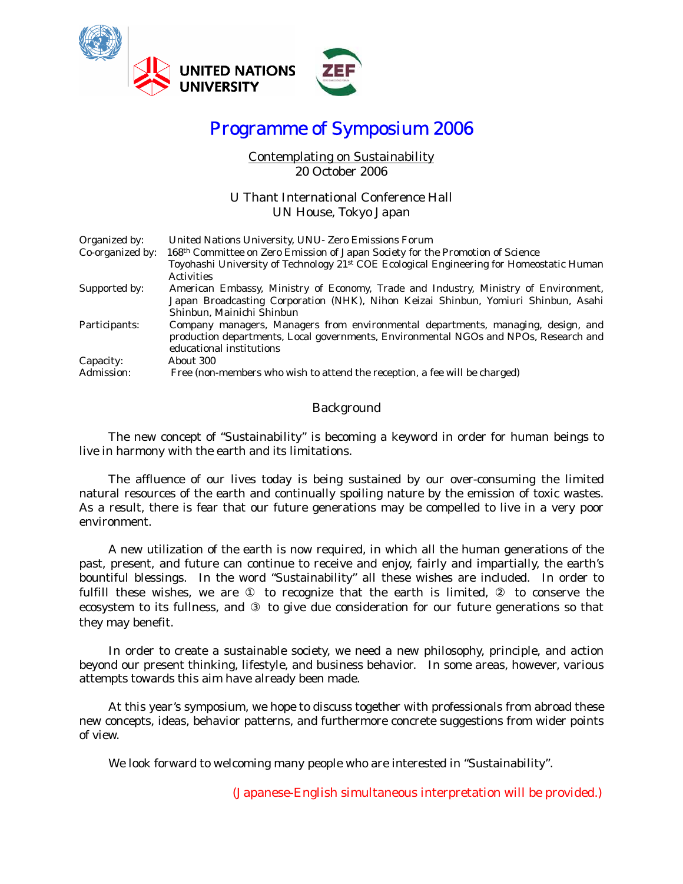# Programme of Symposium 2006

Contemplating on Sustainability
20 October 2006

U Thant International Conference Hall
UN House, Tokyo Japan

| | |
|---|---|
| Organized by: | United Nations University, UNU- Zero Emissions Forum |
| Co-organized by: | 168th Committee on Zero Emission of Japan Society for the Promotion of Science<br>Toyohashi University of Technology 21st COE Ecological Engineering for Homeostatic Human Activities |
| Supported by: | American Embassy, Ministry of Economy, Trade and Industry, Ministry of Environment, Japan Broadcasting Corporation (NHK), Nihon Keizai Shinbun, Yomiuri Shinbun, Asahi Shinbun, Mainichi Shinbun |
| Participants: | Company managers, Managers from environmental departments, managing, design, and production departments, Local governments, Environmental NGOs and NPOs, Research and educational institutions |
| Capacity: | About 300 |
| Admission: | Free (non-members who wish to attend the reception, a fee will be charged) |

## Background

The new concept of “Sustainability” is becoming a keyword in order for human beings to live in harmony with the earth and its limitations.

The affluence of our lives today is being sustained by our over-consuming the limited natural resources of the earth and continually spoiling nature by the emission of toxic wastes. As a result, there is fear that our future generations may be compelled to live in a very poor environment.

A new utilization of the earth is now required, in which all the human generations of the past, present, and future can continue to receive and enjoy, fairly and impartially, the earth’s bountiful blessings. In the word “Sustainability” all these wishes are included. In order to fulfill these wishes, we are ① to recognize that the earth is limited, ② to conserve the ecosystem to its fullness, and ③ to give due consideration for our future generations so that they may benefit.

In order to create a sustainable society, we need a new philosophy, principle, and action beyond our present thinking, lifestyle, and business behavior. In some areas, however, various attempts towards this aim have already been made.

At this year’s symposium, we hope to discuss together with professionals from abroad these new concepts, ideas, behavior patterns, and furthermore concrete suggestions from wider points of view.

We look forward to welcoming many people who are interested in “Sustainability”.

(Japanese-English simultaneous interpretation will be provided.)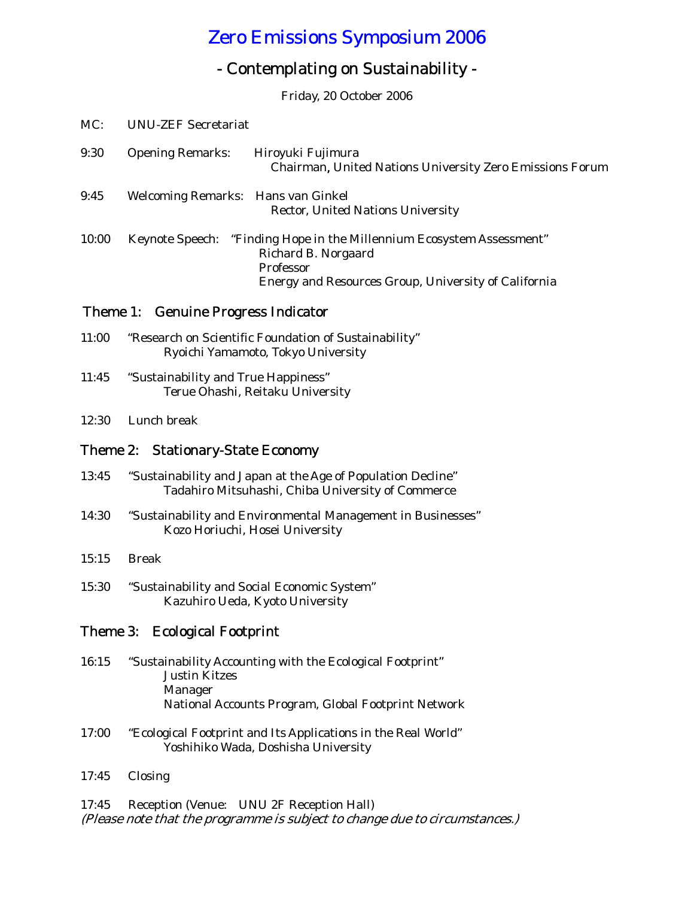# Zero Emissions Symposium 2006

## - Contemplating on Sustainability -

Friday, 20 October 2006

MC: UNU-ZEF Secretariat

9:30 Opening Remarks: Hiroyuki Fujimura
Chairman, United Nations University Zero Emissions Forum

9:45 Welcoming Remarks: Hans van Ginkel
Rector, United Nations University

10:00 Keynote Speech: "Finding Hope in the Millennium Ecosystem Assessment"
Richard B. Norgaard
Professor
Energy and Resources Group, University of California

### Theme 1: Genuine Progress Indicator

11:00 "Research on Scientific Foundation of Sustainability"
Ryoichi Yamamoto, Tokyo University

11:45 "Sustainability and True Happiness"
Terue Ohashi, Reitaku University

12:30 Lunch break

### Theme 2: Stationary-State Economy

13:45 "Sustainability and Japan at the Age of Population Decline"
Tadahiro Mitsuhashi, Chiba University of Commerce

14:30 "Sustainability and Environmental Management in Businesses"
Kozo Horiuchi, Hosei University

15:15 Break

15:30 "Sustainability and Social Economic System"
Kazuhiro Ueda, Kyoto University

### Theme 3: Ecological Footprint

16:15 "Sustainability Accounting with the Ecological Footprint"
Justin Kitzes
Manager
National Accounts Program, Global Footprint Network

17:00 "Ecological Footprint and Its Applications in the Real World"
Yoshihiko Wada, Doshisha University

17:45 Closing

17:45 Reception (Venue: UNU 2F Reception Hall)

*(Please note that the programme is subject to change due to circumstances.)*